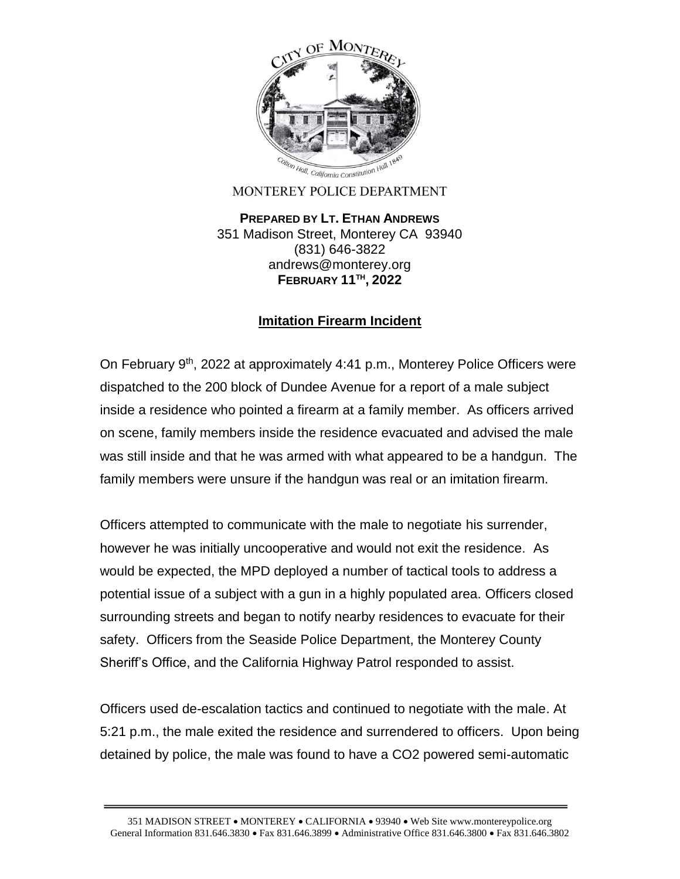MONTEREY POLICE DEPARTMENT

**PREPARED BY LT. ETHAN ANDREWS**
351 Madison Street, Monterey CA 93940
(831) 646-3822
andrews@monterey.org
**FEBRUARY 11TH, 2022**

## Imitation Firearm Incident

On February 9th, 2022 at approximately 4:41 p.m., Monterey Police Officers were dispatched to the 200 block of Dundee Avenue for a report of a male subject inside a residence who pointed a firearm at a family member. As officers arrived on scene, family members inside the residence evacuated and advised the male was still inside and that he was armed with what appeared to be a handgun. The family members were unsure if the handgun was real or an imitation firearm.

Officers attempted to communicate with the male to negotiate his surrender, however he was initially uncooperative and would not exit the residence. As would be expected, the MPD deployed a number of tactical tools to address a potential issue of a subject with a gun in a highly populated area. Officers closed surrounding streets and began to notify nearby residences to evacuate for their safety. Officers from the Seaside Police Department, the Monterey County Sheriff's Office, and the California Highway Patrol responded to assist.

Officers used de-escalation tactics and continued to negotiate with the male. At 5:21 p.m., the male exited the residence and surrendered to officers. Upon being detained by police, the male was found to have a $CO_2$ powered semi-automatic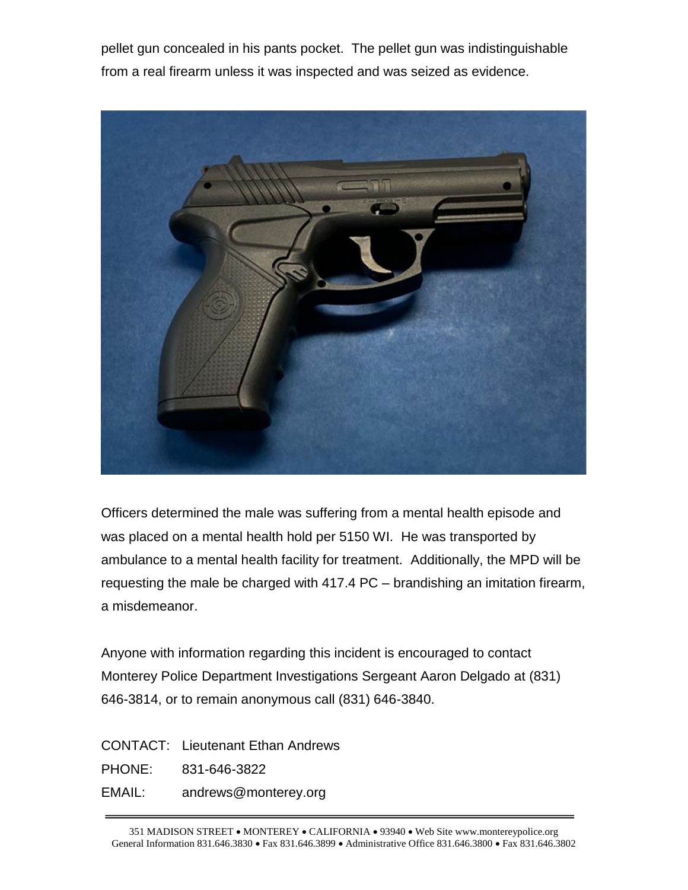pellet gun concealed in his pants pocket. The pellet gun was indistinguishable from a real firearm unless it was inspected and was seized as evidence.

Officers determined the male was suffering from a mental health episode and was placed on a mental health hold per 5150 WI. He was transported by ambulance to a mental health facility for treatment. Additionally, the MPD will be requesting the male be charged with 417.4 PC – brandishing an imitation firearm, a misdemeanor.

Anyone with information regarding this incident is encouraged to contact Monterey Police Department Investigations Sergeant Aaron Delgado at (831) 646-3814, or to remain anonymous call (831) 646-3840.

CONTACT: Lieutenant Ethan Andrews
PHONE: 831-646-3822
EMAIL: andrews@monterey.org